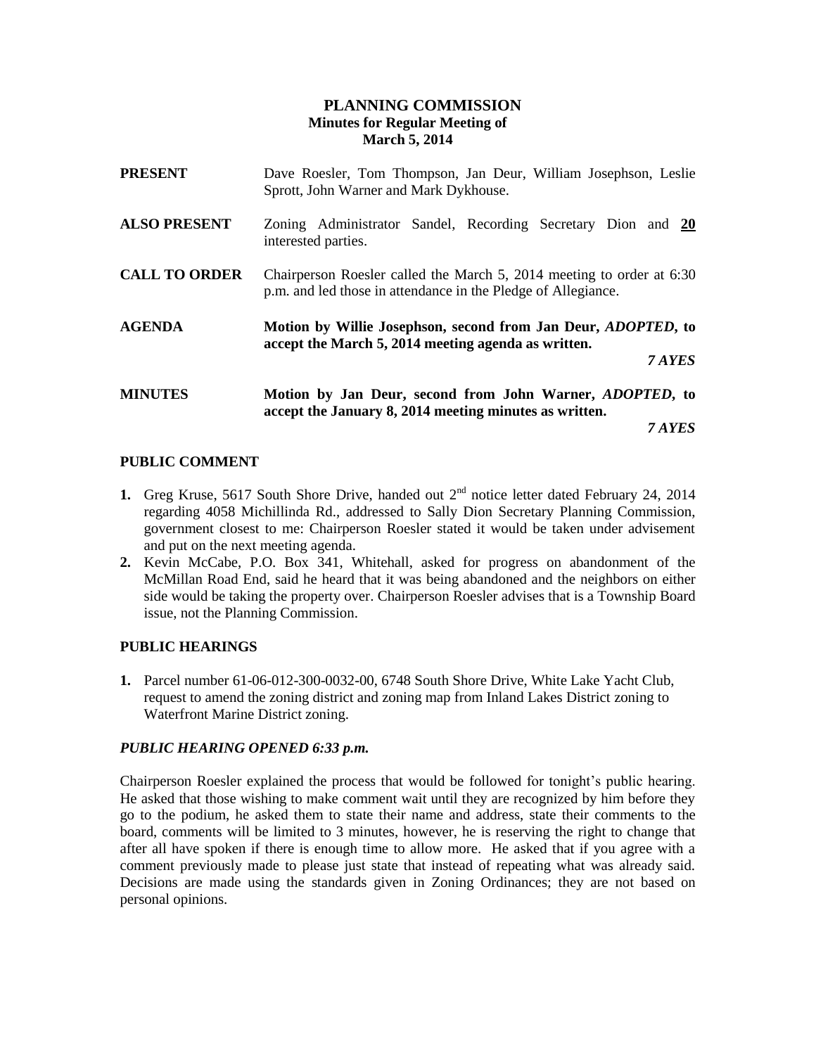# PLANNING COMMISSION
## Minutes for Regular Meeting of March 5, 2014

**PRESENT** Dave Roesler, Tom Thompson, Jan Deur, William Josephson, Leslie Sprott, John Warner and Mark Dykhouse.

**ALSO PRESENT** Zoning Administrator Sandel, Recording Secretary Dion and **20** interested parties.

**CALL TO ORDER** Chairperson Roesler called the March 5, 2014 meeting to order at 6:30 p.m. and led those in attendance in the Pledge of Allegiance.

**AGENDA** **Motion by Willie Josephson, second from Jan Deur, *ADOPTED*, to accept the March 5, 2014 meeting agenda as written.**

***7 AYES***

**MINUTES** **Motion by Jan Deur, second from John Warner, *ADOPTED*, to accept the January 8, 2014 meeting minutes as written.**

***7 AYES***

### PUBLIC COMMENT

1. Greg Kruse, 5617 South Shore Drive, handed out 2nd notice letter dated February 24, 2014 regarding 4058 Michillinda Rd., addressed to Sally Dion Secretary Planning Commission, government closest to me: Chairperson Roesler stated it would be taken under advisement and put on the next meeting agenda.
2. Kevin McCabe, P.O. Box 341, Whitehall, asked for progress on abandonment of the McMillan Road End, said he heard that it was being abandoned and the neighbors on either side would be taking the property over. Chairperson Roesler advises that is a Township Board issue, not the Planning Commission.

### PUBLIC HEARINGS

1. Parcel number 61-06-012-300-0032-00, 6748 South Shore Drive, White Lake Yacht Club, request to amend the zoning district and zoning map from Inland Lakes District zoning to Waterfront Marine District zoning.

***PUBLIC HEARING OPENED 6:33 p.m.***

Chairperson Roesler explained the process that would be followed for tonight's public hearing. He asked that those wishing to make comment wait until they are recognized by him before they go to the podium, he asked them to state their name and address, state their comments to the board, comments will be limited to 3 minutes, however, he is reserving the right to change that after all have spoken if there is enough time to allow more. He asked that if you agree with a comment previously made to please just state that instead of repeating what was already said. Decisions are made using the standards given in Zoning Ordinances; they are not based on personal opinions.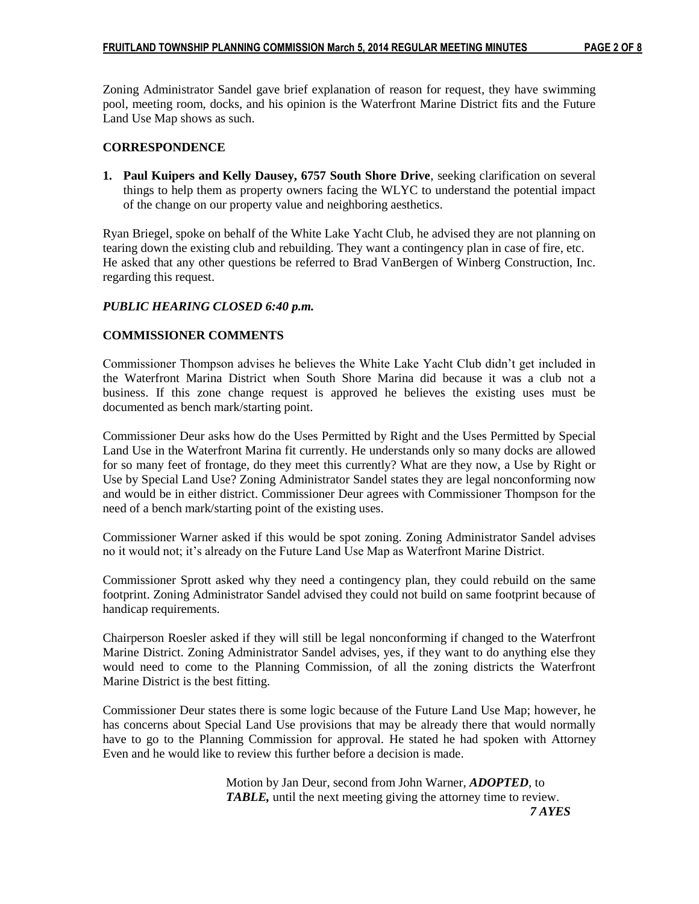Zoning Administrator Sandel gave brief explanation of reason for request, they have swimming pool, meeting room, docks, and his opinion is the Waterfront Marine District fits and the Future Land Use Map shows as such.

## CORRESPONDENCE

1. **Paul Kuipers and Kelly Dausey, 6757 South Shore Drive**, seeking clarification on several things to help them as property owners facing the WLYC to understand the potential impact of the change on our property value and neighboring aesthetics.

Ryan Briegel, spoke on behalf of the White Lake Yacht Club, he advised they are not planning on tearing down the existing club and rebuilding. They want a contingency plan in case of fire, etc. He asked that any other questions be referred to Brad VanBergen of Winberg Construction, Inc. regarding this request.

***PUBLIC HEARING CLOSED 6:40 p.m.***

## COMMISSIONER COMMENTS

Commissioner Thompson advises he believes the White Lake Yacht Club didn't get included in the Waterfront Marina District when South Shore Marina did because it was a club not a business. If this zone change request is approved he believes the existing uses must be documented as bench mark/starting point.

Commissioner Deur asks how do the Uses Permitted by Right and the Uses Permitted by Special Land Use in the Waterfront Marina fit currently. He understands only so many docks are allowed for so many feet of frontage, do they meet this currently? What are they now, a Use by Right or Use by Special Land Use? Zoning Administrator Sandel states they are legal nonconforming now and would be in either district. Commissioner Deur agrees with Commissioner Thompson for the need of a bench mark/starting point of the existing uses.

Commissioner Warner asked if this would be spot zoning. Zoning Administrator Sandel advises no it would not; it's already on the Future Land Use Map as Waterfront Marine District.

Commissioner Sprott asked why they need a contingency plan, they could rebuild on the same footprint. Zoning Administrator Sandel advised they could not build on same footprint because of handicap requirements.

Chairperson Roesler asked if they will still be legal nonconforming if changed to the Waterfront Marine District. Zoning Administrator Sandel advises, yes, if they want to do anything else they would need to come to the Planning Commission, of all the zoning districts the Waterfront Marine District is the best fitting.

Commissioner Deur states there is some logic because of the Future Land Use Map; however, he has concerns about Special Land Use provisions that may be already there that would normally have to go to the Planning Commission for approval. He stated he had spoken with Attorney Even and he would like to review this further before a decision is made.

> Motion by Jan Deur, second from John Warner, ***ADOPTED***, to ***TABLE,*** until the next meeting giving the attorney time to review.
>
> ***7 AYES***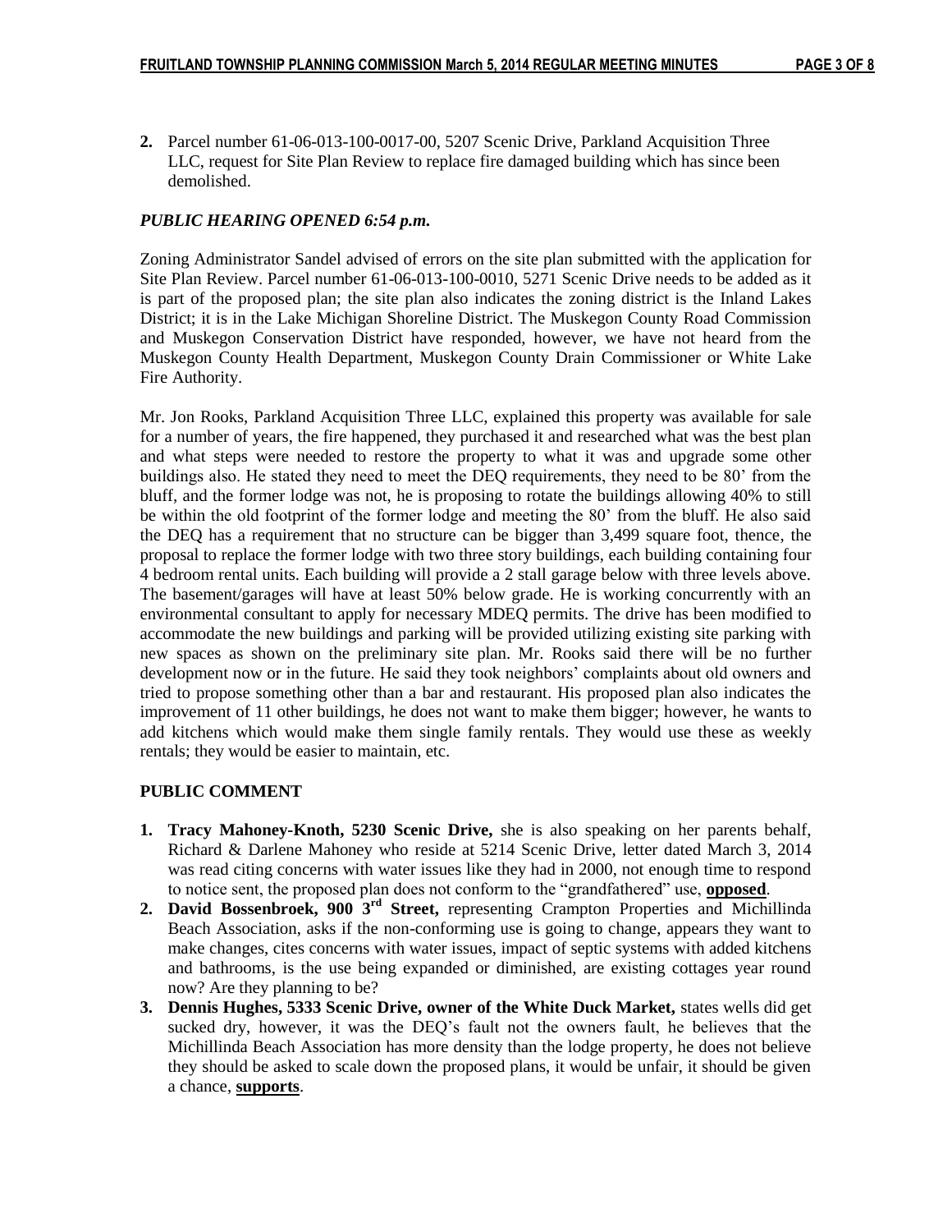**2.** Parcel number 61-06-013-100-0017-00, 5207 Scenic Drive, Parkland Acquisition Three LLC, request for Site Plan Review to replace fire damaged building which has since been demolished.

***PUBLIC HEARING OPENED 6:54 p.m.***

Zoning Administrator Sandel advised of errors on the site plan submitted with the application for Site Plan Review. Parcel number 61-06-013-100-0010, 5271 Scenic Drive needs to be added as it is part of the proposed plan; the site plan also indicates the zoning district is the Inland Lakes District; it is in the Lake Michigan Shoreline District. The Muskegon County Road Commission and Muskegon Conservation District have responded, however, we have not heard from the Muskegon County Health Department, Muskegon County Drain Commissioner or White Lake Fire Authority.

Mr. Jon Rooks, Parkland Acquisition Three LLC, explained this property was available for sale for a number of years, the fire happened, they purchased it and researched what was the best plan and what steps were needed to restore the property to what it was and upgrade some other buildings also. He stated they need to meet the DEQ requirements, they need to be 80' from the bluff, and the former lodge was not, he is proposing to rotate the buildings allowing 40% to still be within the old footprint of the former lodge and meeting the 80' from the bluff. He also said the DEQ has a requirement that no structure can be bigger than 3,499 square foot, thence, the proposal to replace the former lodge with two three story buildings, each building containing four 4 bedroom rental units. Each building will provide a 2 stall garage below with three levels above. The basement/garages will have at least 50% below grade. He is working concurrently with an environmental consultant to apply for necessary MDEQ permits. The drive has been modified to accommodate the new buildings and parking will be provided utilizing existing site parking with new spaces as shown on the preliminary site plan. Mr. Rooks said there will be no further development now or in the future. He said they took neighbors' complaints about old owners and tried to propose something other than a bar and restaurant. His proposed plan also indicates the improvement of 11 other buildings, he does not want to make them bigger; however, he wants to add kitchens which would make them single family rentals. They would use these as weekly rentals; they would be easier to maintain, etc.

**PUBLIC COMMENT**

1. **Tracy Mahoney-Knoth, 5230 Scenic Drive,** she is also speaking on her parents behalf, Richard & Darlene Mahoney who reside at 5214 Scenic Drive, letter dated March 3, 2014 was read citing concerns with water issues like they had in 2000, not enough time to respond to notice sent, the proposed plan does not conform to the "grandfathered" use, **opposed**.
2. **David Bossenbroek, 900 3rd Street,** representing Crampton Properties and Michillinda Beach Association, asks if the non-conforming use is going to change, appears they want to make changes, cites concerns with water issues, impact of septic systems with added kitchens and bathrooms, is the use being expanded or diminished, are existing cottages year round now? Are they planning to be?
3. **Dennis Hughes, 5333 Scenic Drive, owner of the White Duck Market,** states wells did get sucked dry, however, it was the DEQ's fault not the owners fault, he believes that the Michillinda Beach Association has more density than the lodge property, he does not believe they should be asked to scale down the proposed plans, it would be unfair, it should be given a chance, **supports**.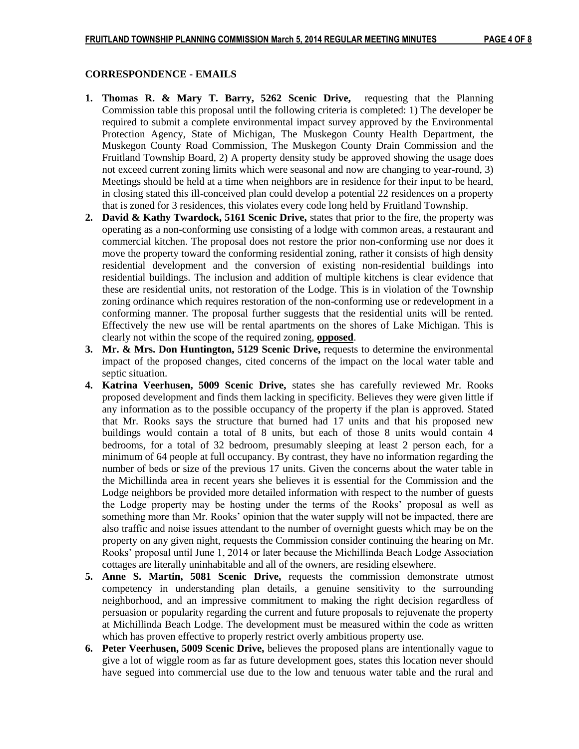**CORRESPONDENCE - EMAILS**

1. **Thomas R. & Mary T. Barry, 5262 Scenic Drive,** requesting that the Planning Commission table this proposal until the following criteria is completed: 1) The developer be required to submit a complete environmental impact survey approved by the Environmental Protection Agency, State of Michigan, The Muskegon County Health Department, the Muskegon County Road Commission, The Muskegon County Drain Commission and the Fruitland Township Board, 2) A property density study be approved showing the usage does not exceed current zoning limits which were seasonal and now are changing to year-round, 3) Meetings should be held at a time when neighbors are in residence for their input to be heard, in closing stated this ill-conceived plan could develop a potential 22 residences on a property that is zoned for 3 residences, this violates every code long held by Fruitland Township.
2. **David & Kathy Twardock, 5161 Scenic Drive,** states that prior to the fire, the property was operating as a non-conforming use consisting of a lodge with common areas, a restaurant and commercial kitchen. The proposal does not restore the prior non-conforming use nor does it move the property toward the conforming residential zoning, rather it consists of high density residential development and the conversion of existing non-residential buildings into residential buildings. The inclusion and addition of multiple kitchens is clear evidence that these are residential units, not restoration of the Lodge. This is in violation of the Township zoning ordinance which requires restoration of the non-conforming use or redevelopment in a conforming manner. The proposal further suggests that the residential units will be rented. Effectively the new use will be rental apartments on the shores of Lake Michigan. This is clearly not within the scope of the required zoning, **opposed**.
3. **Mr. & Mrs. Don Huntington, 5129 Scenic Drive,** requests to determine the environmental impact of the proposed changes, cited concerns of the impact on the local water table and septic situation.
4. **Katrina Veerhusen, 5009 Scenic Drive,** states she has carefully reviewed Mr. Rooks proposed development and finds them lacking in specificity. Believes they were given little if any information as to the possible occupancy of the property if the plan is approved. Stated that Mr. Rooks says the structure that burned had 17 units and that his proposed new buildings would contain a total of 8 units, but each of those 8 units would contain 4 bedrooms, for a total of 32 bedroom, presumably sleeping at least 2 person each, for a minimum of 64 people at full occupancy. By contrast, they have no information regarding the number of beds or size of the previous 17 units. Given the concerns about the water table in the Michillinda area in recent years she believes it is essential for the Commission and the Lodge neighbors be provided more detailed information with respect to the number of guests the Lodge property may be hosting under the terms of the Rooks' proposal as well as something more than Mr. Rooks' opinion that the water supply will not be impacted, there are also traffic and noise issues attendant to the number of overnight guests which may be on the property on any given night, requests the Commission consider continuing the hearing on Mr. Rooks' proposal until June 1, 2014 or later because the Michillinda Beach Lodge Association cottages are literally uninhabitable and all of the owners, are residing elsewhere.
5. **Anne S. Martin, 5081 Scenic Drive,** requests the commission demonstrate utmost competency in understanding plan details, a genuine sensitivity to the surrounding neighborhood, and an impressive commitment to making the right decision regardless of persuasion or popularity regarding the current and future proposals to rejuvenate the property at Michillinda Beach Lodge. The development must be measured within the code as written which has proven effective to properly restrict overly ambitious property use.
6. **Peter Veerhusen, 5009 Scenic Drive,** believes the proposed plans are intentionally vague to give a lot of wiggle room as far as future development goes, states this location never should have segued into commercial use due to the low and tenuous water table and the rural and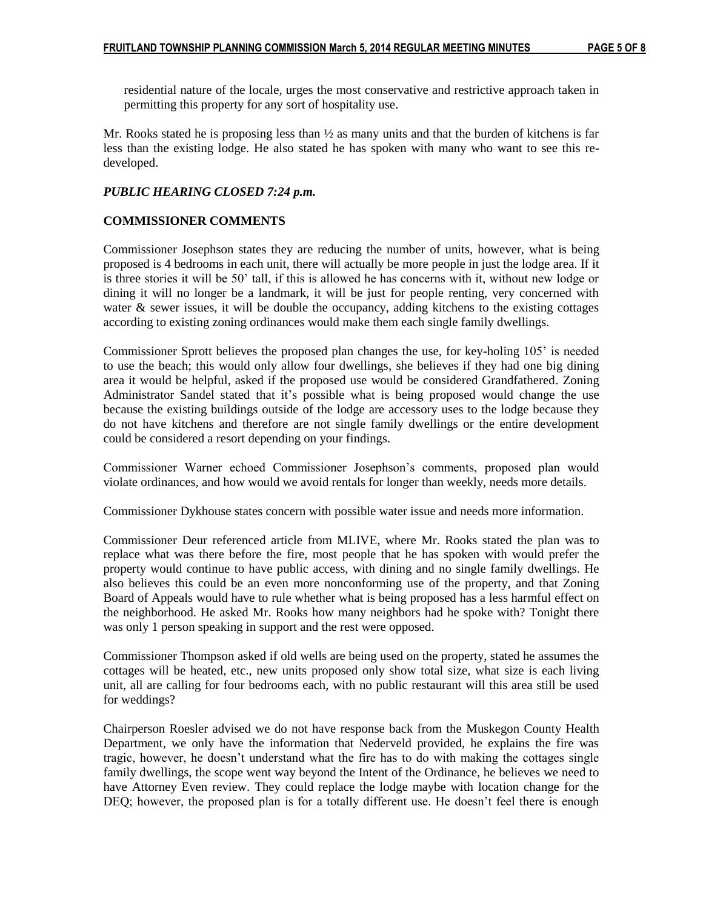residential nature of the locale, urges the most conservative and restrictive approach taken in permitting this property for any sort of hospitality use.

Mr. Rooks stated he is proposing less than ½ as many units and that the burden of kitchens is far less than the existing lodge. He also stated he has spoken with many who want to see this re-developed.

***PUBLIC HEARING CLOSED 7:24 p.m.***

**COMMISSIONER COMMENTS**

Commissioner Josephson states they are reducing the number of units, however, what is being proposed is 4 bedrooms in each unit, there will actually be more people in just the lodge area. If it is three stories it will be 50' tall, if this is allowed he has concerns with it, without new lodge or dining it will no longer be a landmark, it will be just for people renting, very concerned with water & sewer issues, it will be double the occupancy, adding kitchens to the existing cottages according to existing zoning ordinances would make them each single family dwellings.

Commissioner Sprott believes the proposed plan changes the use, for key-holing 105' is needed to use the beach; this would only allow four dwellings, she believes if they had one big dining area it would be helpful, asked if the proposed use would be considered Grandfathered. Zoning Administrator Sandel stated that it's possible what is being proposed would change the use because the existing buildings outside of the lodge are accessory uses to the lodge because they do not have kitchens and therefore are not single family dwellings or the entire development could be considered a resort depending on your findings.

Commissioner Warner echoed Commissioner Josephson's comments, proposed plan would violate ordinances, and how would we avoid rentals for longer than weekly, needs more details.

Commissioner Dykhouse states concern with possible water issue and needs more information.

Commissioner Deur referenced article from MLIVE, where Mr. Rooks stated the plan was to replace what was there before the fire, most people that he has spoken with would prefer the property would continue to have public access, with dining and no single family dwellings. He also believes this could be an even more nonconforming use of the property, and that Zoning Board of Appeals would have to rule whether what is being proposed has a less harmful effect on the neighborhood. He asked Mr. Rooks how many neighbors had he spoke with? Tonight there was only 1 person speaking in support and the rest were opposed.

Commissioner Thompson asked if old wells are being used on the property, stated he assumes the cottages will be heated, etc., new units proposed only show total size, what size is each living unit, all are calling for four bedrooms each, with no public restaurant will this area still be used for weddings?

Chairperson Roesler advised we do not have response back from the Muskegon County Health Department, we only have the information that Nederveld provided, he explains the fire was tragic, however, he doesn't understand what the fire has to do with making the cottages single family dwellings, the scope went way beyond the Intent of the Ordinance, he believes we need to have Attorney Even review. They could replace the lodge maybe with location change for the DEQ; however, the proposed plan is for a totally different use. He doesn't feel there is enough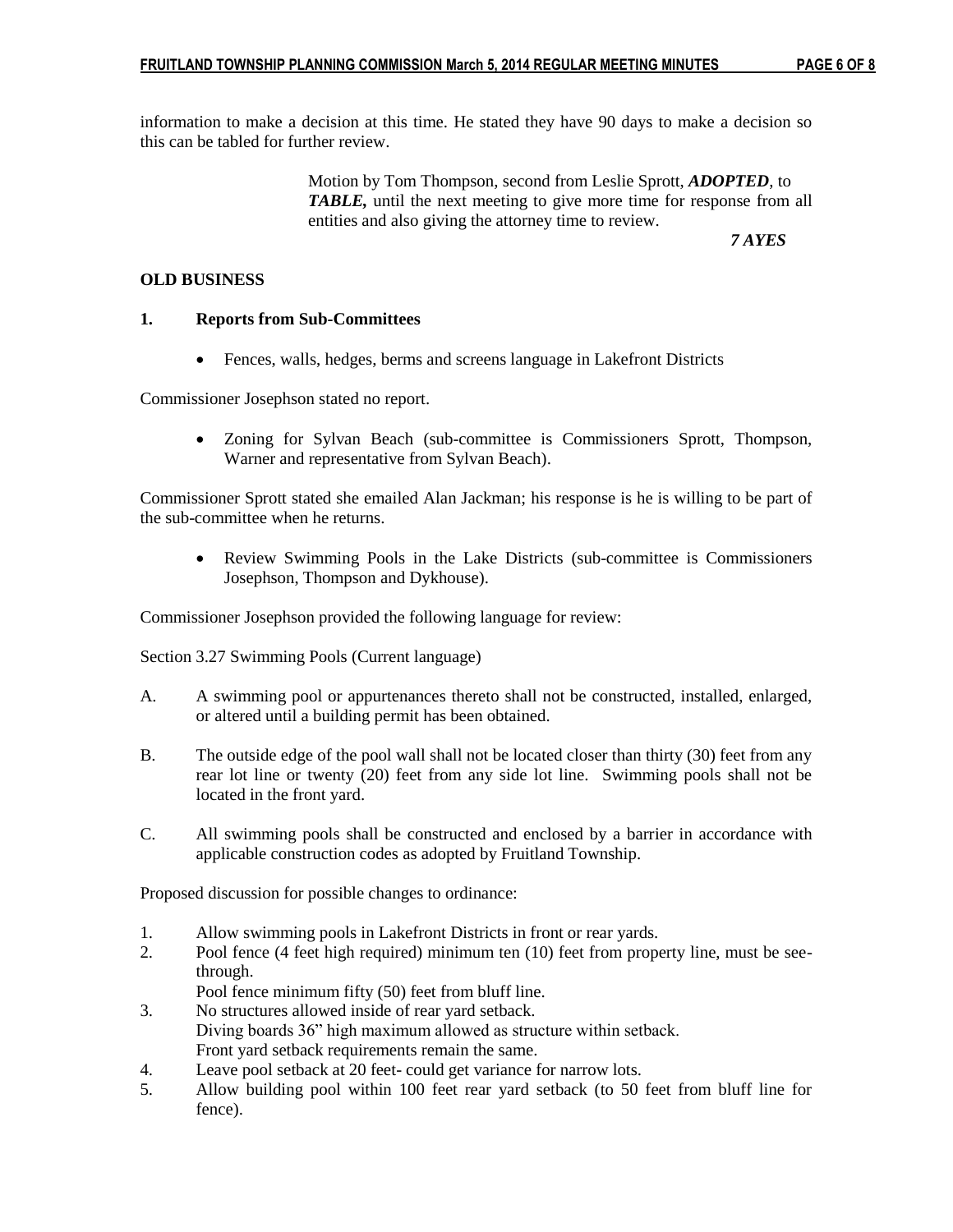information to make a decision at this time. He stated they have 90 days to make a decision so this can be tabled for further review.

> Motion by Tom Thompson, second from Leslie Sprott, ***ADOPTED***, to ***TABLE,*** until the next meeting to give more time for response from all entities and also giving the attorney time to review.
>
> ***7 AYES***

**OLD BUSINESS**

**1. Reports from Sub-Committees**

- Fences, walls, hedges, berms and screens language in Lakefront Districts

Commissioner Josephson stated no report.

- Zoning for Sylvan Beach (sub-committee is Commissioners Sprott, Thompson, Warner and representative from Sylvan Beach).

Commissioner Sprott stated she emailed Alan Jackman; his response is he is willing to be part of the sub-committee when he returns.

- Review Swimming Pools in the Lake Districts (sub-committee is Commissioners Josephson, Thompson and Dykhouse).

Commissioner Josephson provided the following language for review:

Section 3.27 Swimming Pools (Current language)

A. A swimming pool or appurtenances thereto shall not be constructed, installed, enlarged, or altered until a building permit has been obtained.

B. The outside edge of the pool wall shall not be located closer than thirty (30) feet from any rear lot line or twenty (20) feet from any side lot line. Swimming pools shall not be located in the front yard.

C. All swimming pools shall be constructed and enclosed by a barrier in accordance with applicable construction codes as adopted by Fruitland Township.

Proposed discussion for possible changes to ordinance:

1. Allow swimming pools in Lakefront Districts in front or rear yards.
2. Pool fence (4 feet high required) minimum ten (10) feet from property line, must be see-through.
   Pool fence minimum fifty (50) feet from bluff line.
3. No structures allowed inside of rear yard setback.
   Diving boards 36" high maximum allowed as structure within setback.
   Front yard setback requirements remain the same.
4. Leave pool setback at 20 feet- could get variance for narrow lots.
5. Allow building pool within 100 feet rear yard setback (to 50 feet from bluff line for fence).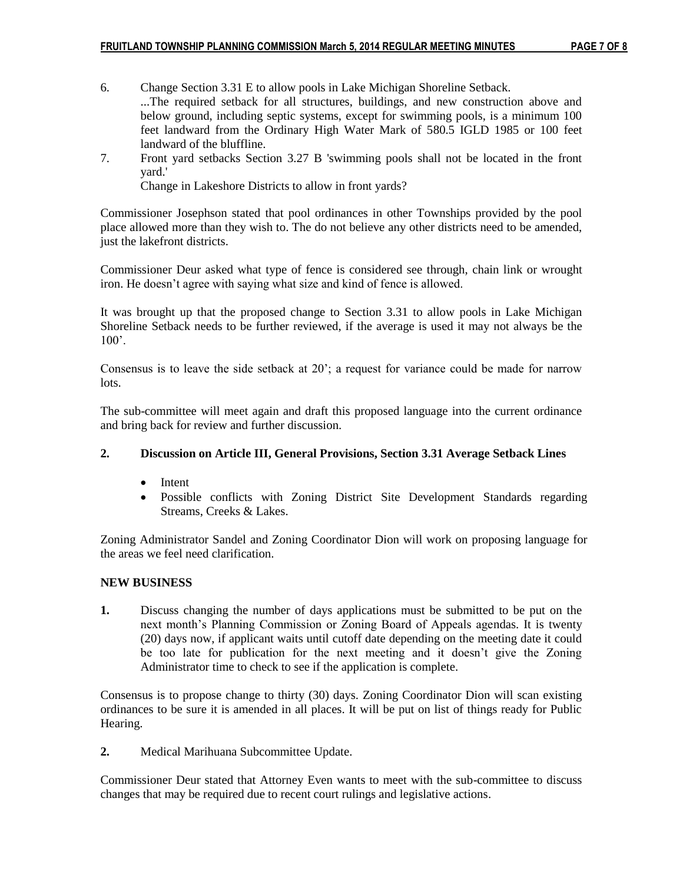6. Change Section 3.31 E to allow pools in Lake Michigan Shoreline Setback.
   ...The required setback for all structures, buildings, and new construction above and below ground, including septic systems, except for swimming pools, is a minimum 100 feet landward from the Ordinary High Water Mark of 580.5 IGLD 1985 or 100 feet landward of the bluffline.
7. Front yard setbacks Section 3.27 B 'swimming pools shall not be located in the front yard.'
   Change in Lakeshore Districts to allow in front yards?

Commissioner Josephson stated that pool ordinances in other Townships provided by the pool place allowed more than they wish to. The do not believe any other districts need to be amended, just the lakefront districts.

Commissioner Deur asked what type of fence is considered see through, chain link or wrought iron. He doesn't agree with saying what size and kind of fence is allowed.

It was brought up that the proposed change to Section 3.31 to allow pools in Lake Michigan Shoreline Setback needs to be further reviewed, if the average is used it may not always be the 100'.

Consensus is to leave the side setback at 20'; a request for variance could be made for narrow lots.

The sub-committee will meet again and draft this proposed language into the current ordinance and bring back for review and further discussion.

**2. Discussion on Article III, General Provisions, Section 3.31 Average Setback Lines**

- Intent
- Possible conflicts with Zoning District Site Development Standards regarding Streams, Creeks & Lakes.

Zoning Administrator Sandel and Zoning Coordinator Dion will work on proposing language for the areas we feel need clarification.

**NEW BUSINESS**

**1.** Discuss changing the number of days applications must be submitted to be put on the next month's Planning Commission or Zoning Board of Appeals agendas. It is twenty (20) days now, if applicant waits until cutoff date depending on the meeting date it could be too late for publication for the next meeting and it doesn't give the Zoning Administrator time to check to see if the application is complete.

Consensus is to propose change to thirty (30) days. Zoning Coordinator Dion will scan existing ordinances to be sure it is amended in all places. It will be put on list of things ready for Public Hearing.

**2.** Medical Marihuana Subcommittee Update.

Commissioner Deur stated that Attorney Even wants to meet with the sub-committee to discuss changes that may be required due to recent court rulings and legislative actions.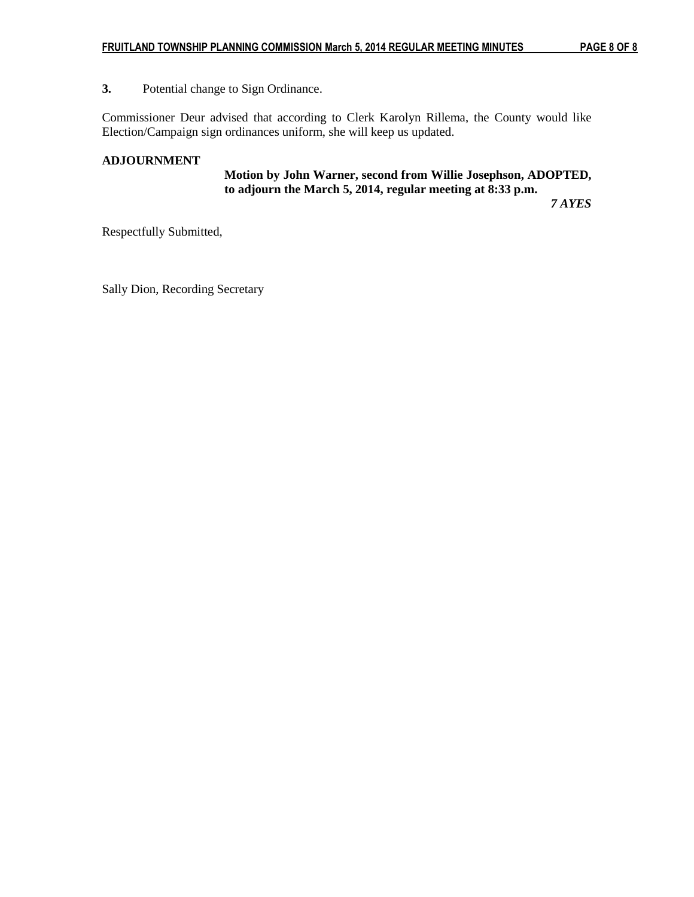**3.** Potential change to Sign Ordinance.

Commissioner Deur advised that according to Clerk Karolyn Rillema, the County would like Election/Campaign sign ordinances uniform, she will keep us updated.

**ADJOURNMENT**

**Motion by John Warner, second from Willie Josephson, ADOPTED, to adjourn the March 5, 2014, regular meeting at 8:33 p.m.**

***7 AYES***

Respectfully Submitted,

Sally Dion, Recording Secretary